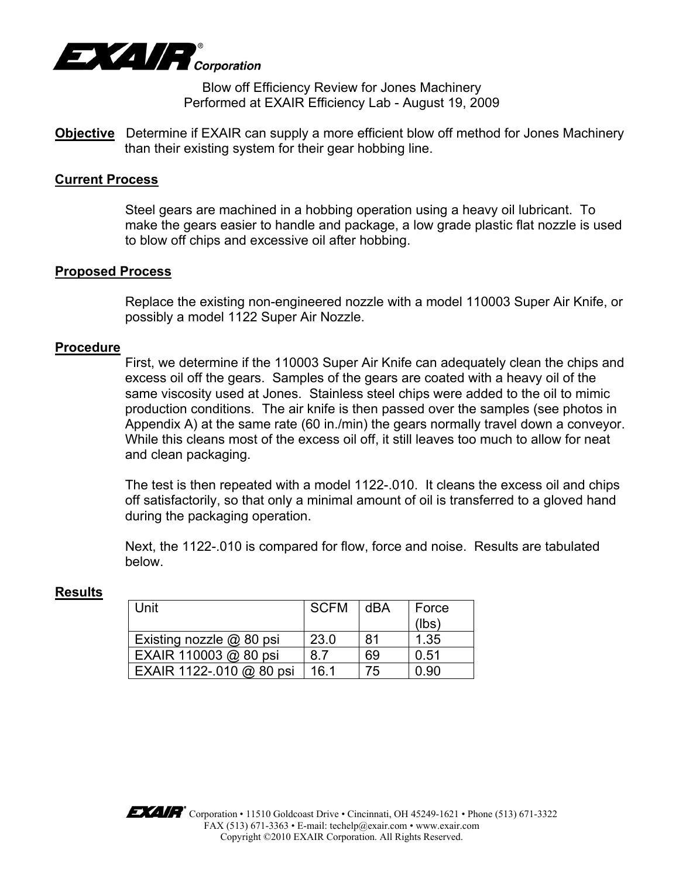**EXAIR® Corporation**

Blow off Efficiency Review for Jones Machinery
Performed at EXAIR Efficiency Lab - August 19, 2009

**Objective** Determine if EXAIR can supply a more efficient blow off method for Jones Machinery than their existing system for their gear hobbing line.

**Current Process**

Steel gears are machined in a hobbing operation using a heavy oil lubricant. To make the gears easier to handle and package, a low grade plastic flat nozzle is used to blow off chips and excessive oil after hobbing.

**Proposed Process**

Replace the existing non-engineered nozzle with a model 110003 Super Air Knife, or possibly a model 1122 Super Air Nozzle.

**Procedure**

First, we determine if the 110003 Super Air Knife can adequately clean the chips and excess oil off the gears. Samples of the gears are coated with a heavy oil of the same viscosity used at Jones. Stainless steel chips were added to the oil to mimic production conditions. The air knife is then passed over the samples (see photos in Appendix A) at the same rate (60 in./min) the gears normally travel down a conveyor. While this cleans most of the excess oil off, it still leaves too much to allow for neat and clean packaging.

The test is then repeated with a model 1122-.010. It cleans the excess oil and chips off satisfactorily, so that only a minimal amount of oil is transferred to a gloved hand during the packaging operation.

Next, the 1122-.010 is compared for flow, force and noise. Results are tabulated below.

**Results**

| Unit | SCFM | dBA | Force (lbs) |
|---|---|---|---|
| Existing nozzle @ 80 psi | 23.0 | 81 | 1.35 |
| EXAIR 110003 @ 80 psi | 8.7 | 69 | 0.51 |
| EXAIR 1122-.010 @ 80 psi | 16.1 | 75 | 0.90 |

EXAIR® Corporation • 11510 Goldcoast Drive • Cincinnati, OH 45249-1621 • Phone (513) 671-3322
FAX (513) 671-3363 • E-mail: techelp@exair.com • www.exair.com
Copyright ©2010 EXAIR Corporation. All Rights Reserved.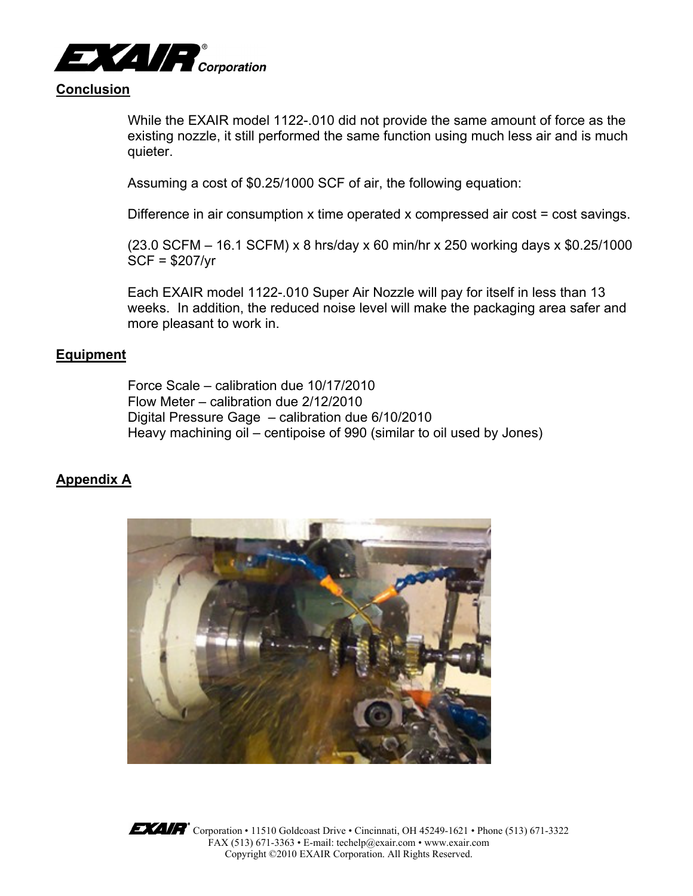## Conclusion

While the EXAIR model 1122-.010 did not provide the same amount of force as the existing nozzle, it still performed the same function using much less air and is much quieter.

Assuming a cost of \$0.25/1000 SCF of air, the following equation:

Difference in air consumption x time operated x compressed air cost = cost savings.

(23.0 SCFM – 16.1 SCFM) x 8 hrs/day x 60 min/hr x 250 working days x \$0.25/1000 SCF = \$207/yr

Each EXAIR model 1122-.010 Super Air Nozzle will pay for itself in less than 13 weeks. In addition, the reduced noise level will make the packaging area safer and more pleasant to work in.

## Equipment

Force Scale – calibration due 10/17/2010
Flow Meter – calibration due 2/12/2010
Digital Pressure Gage – calibration due 6/10/2010
Heavy machining oil – centipoise of 990 (similar to oil used by Jones)

## Appendix A